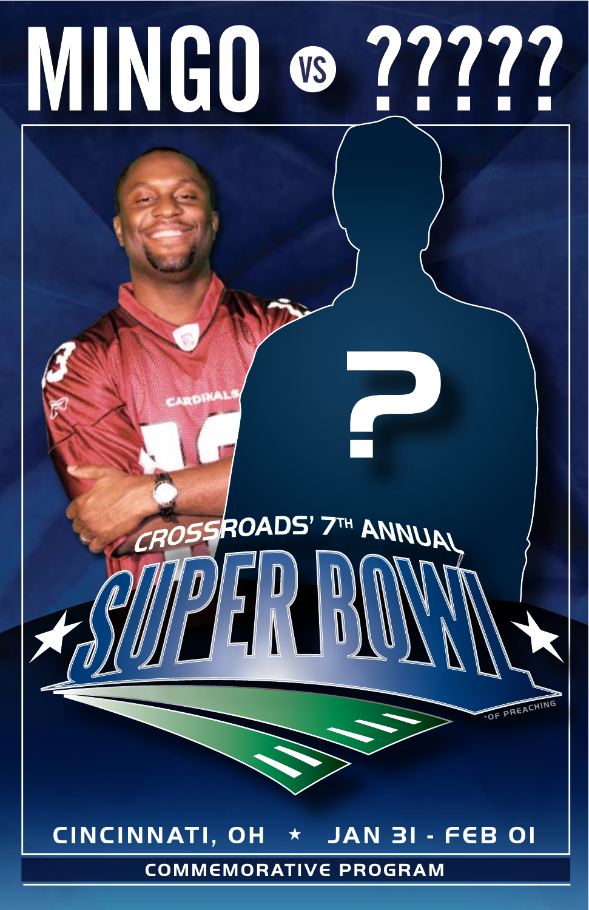# MINGO VS ?????

CROSSROADS' 7TH ANNUAL

# SUPER BOWL

*OF PREACHING

CINCINNATI, OH ★ JAN 31 - FEB 01

COMMEMORATIVE PROGRAM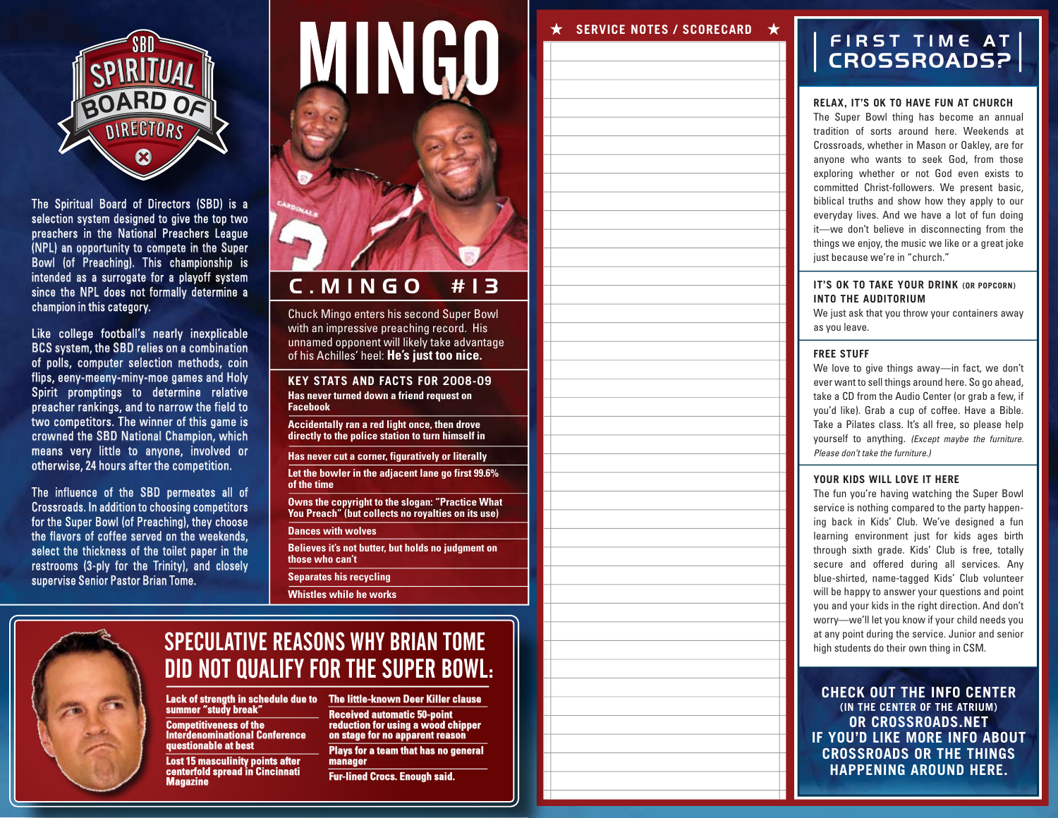# SBD SPIRITUAL BOARD OF DIRECTORS

The Spiritual Board of Directors (SBD) is a selection system designed to give the top two preachers in the National Preachers League (NPL) an opportunity to compete in the Super Bowl (of Preaching). This championship is intended as a surrogate for a playoff system since the NPL does not formally determine a champion in this category.

Like college football's nearly inexplicable BCS system, the SBD relies on a combination of polls, computer selection methods, coin flips, eeny-meeny-miny-moe games and Holy Spirit promptings to determine relative preacher rankings, and to narrow the field to two competitors. The winner of this game is crowned the SBD National Champion, which means very little to anyone, involved or otherwise, 24 hours after the competition.

The influence of the SBD permeates all of Crossroads. In addition to choosing competitors for the Super Bowl (of Preaching), they choose the flavors of coffee served on the weekends, select the thickness of the toilet paper in the restrooms (3-ply for the Trinity), and closely supervise Senior Pastor Brian Tome.

# MINGO

## C. MINGO #13

Chuck Mingo enters his second Super Bowl with an impressive preaching record. His unnamed opponent will likely take advantage of his Achilles' heel: **He's just too nice.**

### KEY STATS AND FACTS FOR 2008-09

- Has never turned down a friend request on Facebook
- Accidentally ran a red light once, then drove directly to the police station to turn himself in
- Has never cut a corner, figuratively or literally
- Let the bowler in the adjacent lane go first 99.6% of the time
- Owns the copyright to the slogan: "Practice What You Preach" (but collects no royalties on its use)
- Dances with wolves
- Believes it's not butter, but holds no judgment on those who can't
- Separates his recycling
- Whistles while he works

## SPECULATIVE REASONS WHY BRIAN TOME DID NOT QUALIFY FOR THE SUPER BOWL:

- Lack of strength in schedule due to summer "study break"
- Competitiveness of the Interdenominational Conference questionable at best
- Lost 15 masculinity points after centerfold spread in Cincinnati Magazine
- The little-known Deer Killer clause
- Received automatic 50-point reduction for using a wood chipper on stage for no apparent reason
- Plays for a team that has no general manager
- Fur-lined Crocs. Enough said.

## ★ SERVICE NOTES / SCORECARD ★

## FIRST TIME AT CROSSROADS?

### RELAX, IT'S OK TO HAVE FUN AT CHURCH

The Super Bowl thing has become an annual tradition of sorts around here. Weekends at Crossroads, whether in Mason or Oakley, are for anyone who wants to seek God, from those exploring whether or not God even exists to committed Christ-followers. We present basic, biblical truths and show how they apply to our everyday lives. And we have a lot of fun doing it—we don't believe in disconnecting from the things we enjoy, the music we like or a great joke just because we're in "church."

### IT'S OK TO TAKE YOUR DRINK (OR POPCORN) INTO THE AUDITORIUM

We just ask that you throw your containers away as you leave.

### FREE STUFF

We love to give things away—in fact, we don't ever want to sell things around here. So go ahead, take a CD from the Audio Center (or grab a few, if you'd like). Grab a cup of coffee. Have a Bible. Take a Pilates class. It's all free, so please help yourself to anything. *(Except maybe the furniture. Please don't take the furniture.)*

### YOUR KIDS WILL LOVE IT HERE

The fun you're having watching the Super Bowl service is nothing compared to the party happening back in Kids' Club. We've designed a fun learning environment just for kids ages birth through sixth grade. Kids' Club is free, totally secure and offered during all services. Any blue-shirted, name-tagged Kids' Club volunteer will be happy to answer your questions and point you and your kids in the right direction. And don't worry—we'll let you know if your child needs you at any point during the service. Junior and senior high students do their own thing in CSM.

**CHECK OUT THE INFO CENTER (IN THE CENTER OF THE ATRIUM) OR CROSSROADS.NET IF YOU'D LIKE MORE INFO ABOUT CROSSROADS OR THE THINGS HAPPENING AROUND HERE.**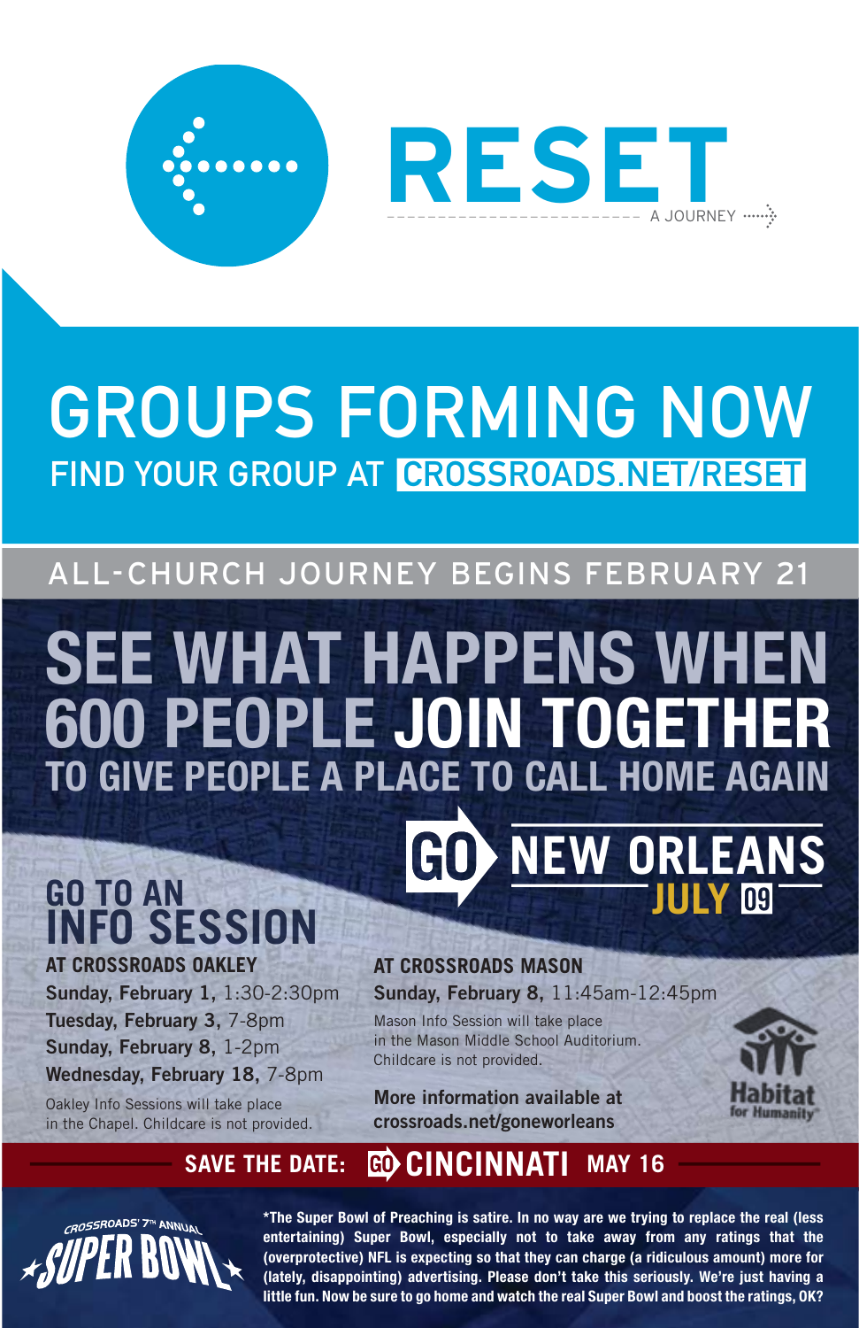# RESET

A JOURNEY

## GROUPS FORMING NOW

FIND YOUR GROUP AT CROSSROADS.NET/RESET

ALL-CHURCH JOURNEY BEGINS FEBRUARY 21

# SEE WHAT HAPPENS WHEN 600 PEOPLE JOIN TOGETHER

## TO GIVE PEOPLE A PLACE TO CALL HOME AGAIN

GO NEW ORLEANS JULY 09

## GO TO AN INFO SESSION

**AT CROSSROADS OAKLEY**

**Sunday, February 1,** 1:30-2:30pm
**Tuesday, February 3,** 7-8pm
**Sunday, February 8,** 1-2pm
**Wednesday, February 18,** 7-8pm

Oakley Info Sessions will take place in the Chapel. Childcare is not provided.

**AT CROSSROADS MASON**

**Sunday, February 8,** 11:45am-12:45pm

Mason Info Session will take place in the Mason Middle School Auditorium. Childcare is not provided.

**More information available at crossroads.net/goneworleans**

Habitat for Humanity

**SAVE THE DATE: GO CINCINNATI MAY 16**

CROSSROADS' 7TH ANNUAL SUPER BOWL

**\*The Super Bowl of Preaching is satire. In no way are we trying to replace the real (less entertaining) Super Bowl, especially not to take away from any ratings that the (overprotective) NFL is expecting so that they can charge (a ridiculous amount) more for (lately, disappointing) advertising. Please don't take this seriously. We're just having a little fun. Now be sure to go home and watch the real Super Bowl and boost the ratings, OK?**